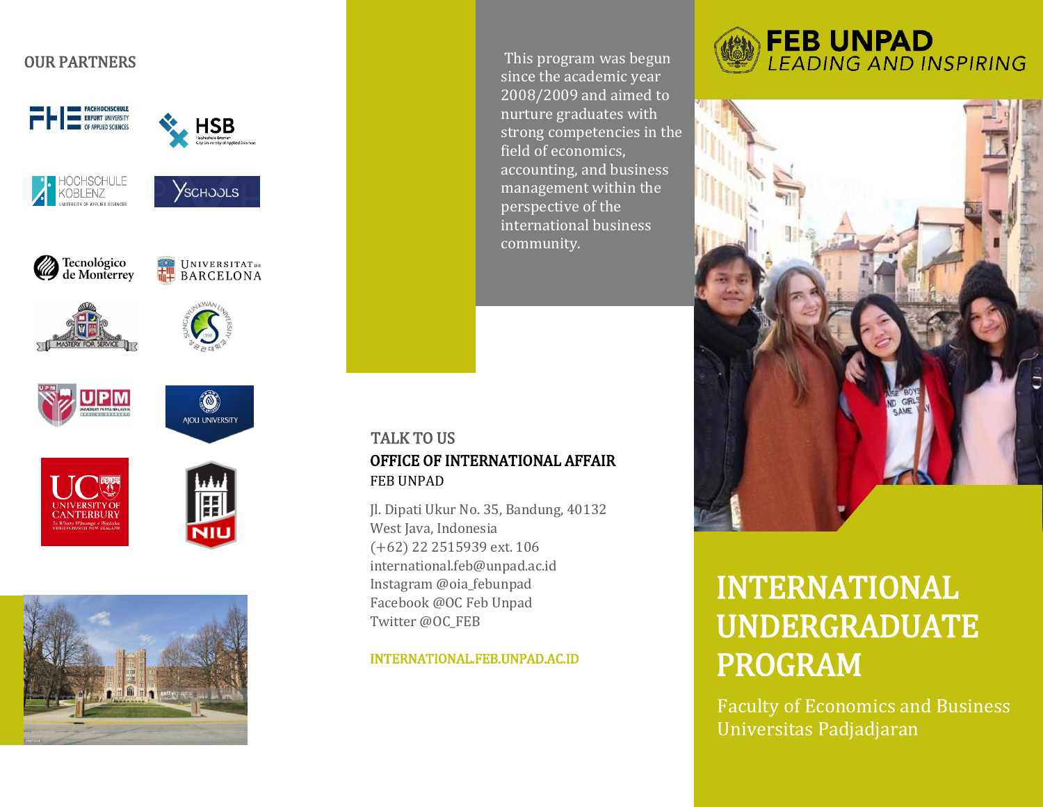# FEB UNPAD

*LEADING AND INSPIRING*

# INTERNATIONAL UNDERGRADUATE PROGRAM

Faculty of Economics and Business
Universitas Padjadjaran

This program was begun since the academic year 2008/2009 and aimed to nurture graduates with strong competencies in the field of economics, accounting, and business management within the perspective of the international business community.

## OUR PARTNERS

- Fachhochschule Erfurt University of Applied Sciences
- HSB Hochschule Bremen City University of Applied Sciences
- Hochschule Koblenz University of Applied Sciences
- YSchools
- Tecnológico de Monterrey
- Universitat de Barcelona
- Mastery for Service
- Sungkyunkwan University
- UPM Universiti Putra Malaysia
- Ajou University
- UC University of Canterbury
- NIU

## TALK TO US

**OFFICE OF INTERNATIONAL AFFAIR**

FEB UNPAD

Jl. Dipati Ukur No. 35, Bandung, 40132
West Java, Indonesia
(+62) 22 2515939 ext. 106
international.feb@unpad.ac.id
Instagram @oia_febunpad
Facebook @OC Feb Unpad
Twitter @OC_FEB

INTERNATIONAL.FEB.UNPAD.AC.ID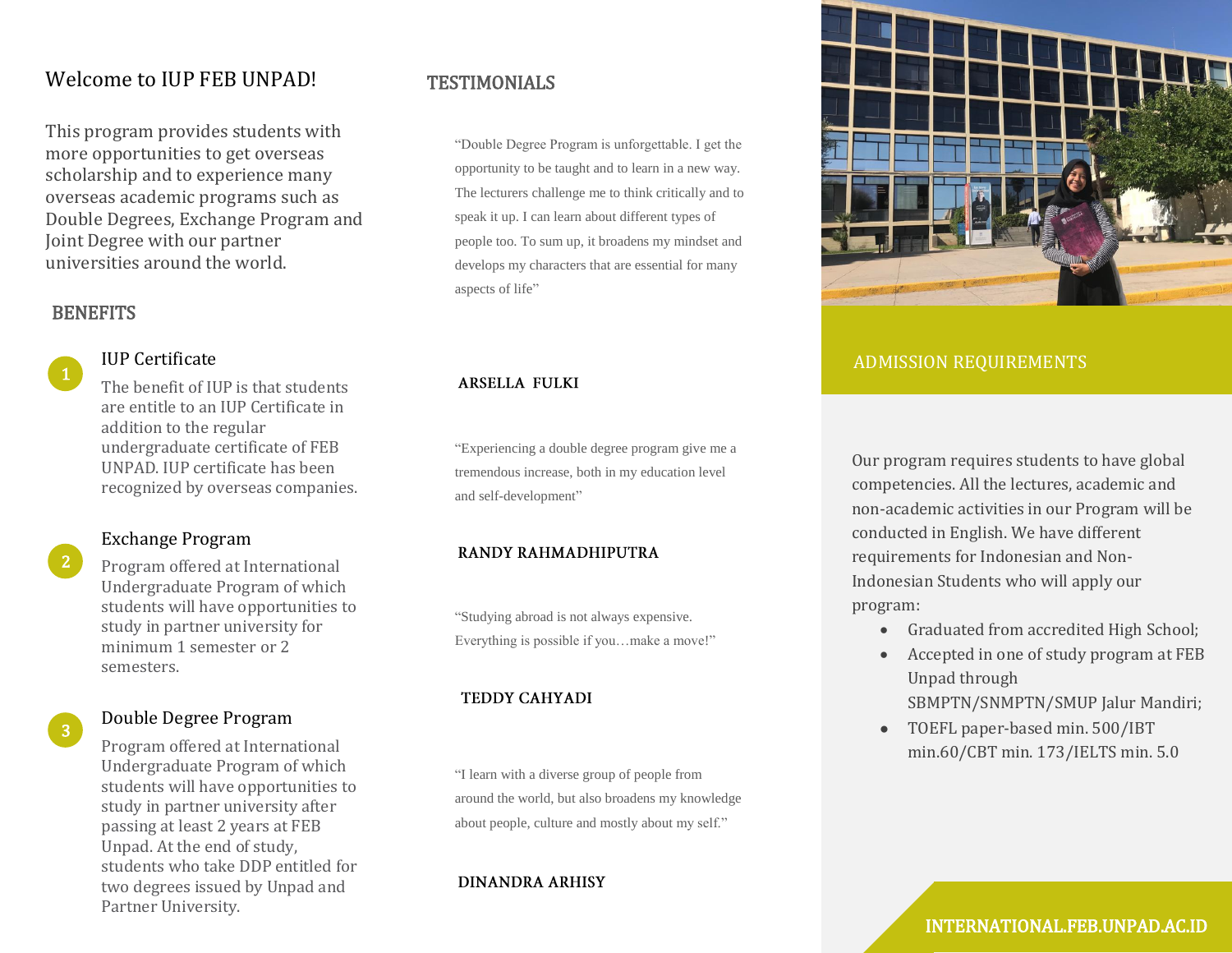Welcome to IUP FEB UNPAD!

This program provides students with more opportunities to get overseas scholarship and to experience many overseas academic programs such as Double Degrees, Exchange Program and Joint Degree with our partner universities around the world.

## BENEFITS

### 1. IUP Certificate

The benefit of IUP is that students are entitle to an IUP Certificate in addition to the regular undergraduate certificate of FEB UNPAD. IUP certificate has been recognized by overseas companies.

### 2. Exchange Program

Program offered at International Undergraduate Program of which students will have opportunities to study in partner university for minimum 1 semester or 2 semesters.

### 3. Double Degree Program

Program offered at International Undergraduate Program of which students will have opportunities to study in partner university after passing at least 2 years at FEB Unpad. At the end of study, students who take DDP entitled for two degrees issued by Unpad and Partner University.

## TESTIMONIALS

"Double Degree Program is unforgettable. I get the opportunity to be taught and to learn in a new way. The lecturers challenge me to think critically and to speak it up. I can learn about different types of people too. To sum up, it broadens my mindset and develops my characters that are essential for many aspects of life"

**ARSELLA FULKI**

"Experiencing a double degree program give me a tremendous increase, both in my education level and self-development"

**RANDY RAHMADHIPUTRA**

"Studying abroad is not always expensive. Everything is possible if you…make a move!"

**TEDDY CAHYADI**

"I learn with a diverse group of people from around the world, but also broadens my knowledge about people, culture and mostly about my self."

**DINANDRA ARHISY**

## ADMISSION REQUIREMENTS

Our program requires students to have global competencies. All the lectures, academic and non-academic activities in our Program will be conducted in English. We have different requirements for Indonesian and Non-Indonesian Students who will apply our program:

- Graduated from accredited High School;
- Accepted in one of study program at FEB Unpad through SBMPTN/SNMPTN/SMUP Jalur Mandiri;
- TOEFL paper-based min. 500/IBT min.60/CBT min. 173/IELTS min. 5.0

**INTERNATIONAL.FEB.UNPAD.AC.ID**